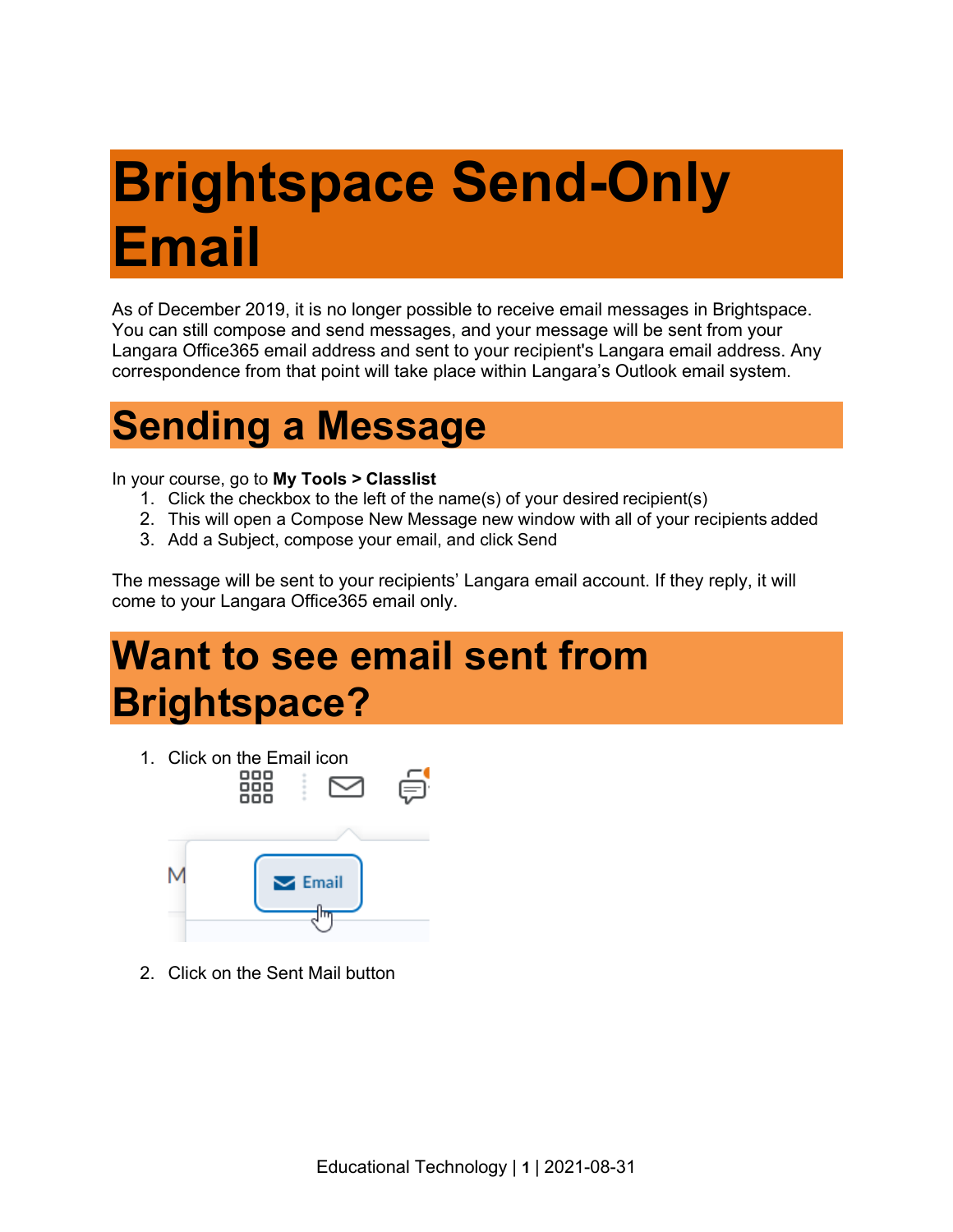# Brightspace Send-Only Email

As of December 2019, it is no longer possible to receive email messages in Brightspace. You can still compose and send messages, and your message will be sent from your Langara Office365 email address and sent to your recipient's Langara email address. Any correspondence from that point will take place within Langara's Outlook email system.

## Sending a Message

In your course, go to **My Tools > Classlist**

1. Click the checkbox to the left of the name(s) of your desired recipient(s)
2. This will open a Compose New Message new window with all of your recipients added
3. Add a Subject, compose your email, and click Send

The message will be sent to your recipients' Langara email account. If they reply, it will come to your Langara Office365 email only.

## Want to see email sent from Brightspace?

1. Click on the Email icon
2. Click on the Sent Mail button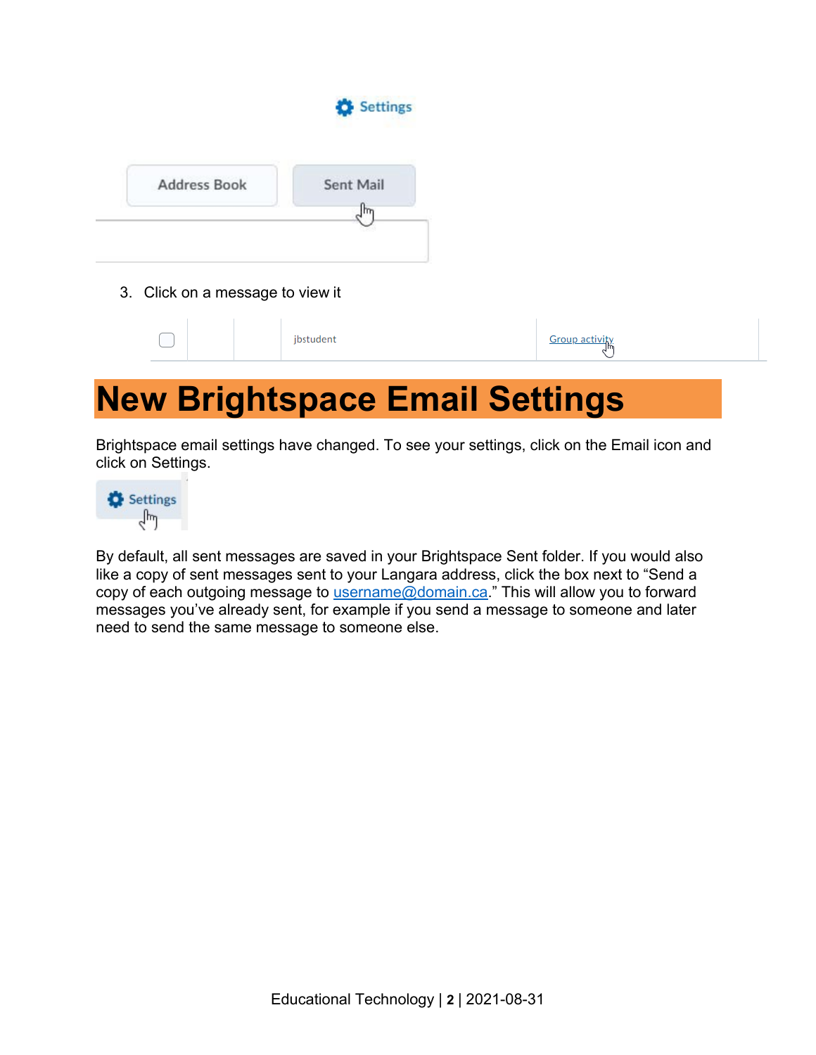3. Click on a message to view it

# New Brightspace Email Settings

Brightspace email settings have changed. To see your settings, click on the Email icon and click on Settings.

By default, all sent messages are saved in your Brightspace Sent folder. If you would also like a copy of sent messages sent to your Langara address, click the box next to "Send a copy of each outgoing message to username@domain.ca." This will allow you to forward messages you've already sent, for example if you send a message to someone and later need to send the same message to someone else.